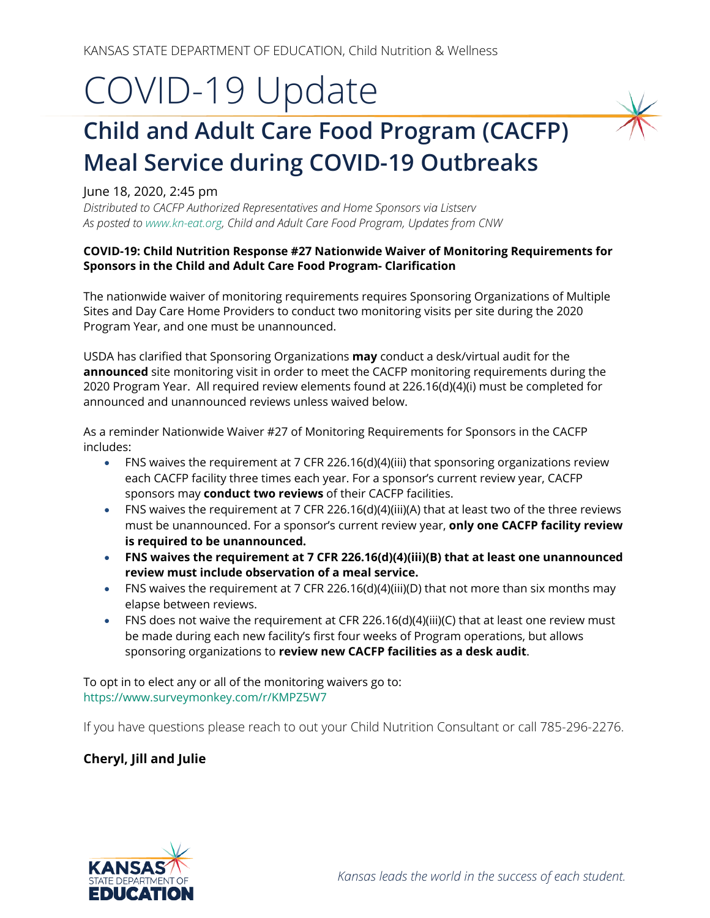KANSAS STATE DEPARTMENT OF EDUCATION, Child Nutrition & Wellness

# COVID-19 Update

## Child and Adult Care Food Program (CACFP) Meal Service during COVID-19 Outbreaks

June 18, 2020, 2:45 pm

*Distributed to CACFP Authorized Representatives and Home Sponsors via Listserv*

*As posted to www.kn-eat.org, Child and Adult Care Food Program, Updates from CNW*

**COVID-19: Child Nutrition Response #27 Nationwide Waiver of Monitoring Requirements for Sponsors in the Child and Adult Care Food Program- Clarification**

The nationwide waiver of monitoring requirements requires Sponsoring Organizations of Multiple Sites and Day Care Home Providers to conduct two monitoring visits per site during the 2020 Program Year, and one must be unannounced.

USDA has clarified that Sponsoring Organizations **may** conduct a desk/virtual audit for the **announced** site monitoring visit in order to meet the CACFP monitoring requirements during the 2020 Program Year. All required review elements found at 226.16(d)(4)(i) must be completed for announced and unannounced reviews unless waived below.

As a reminder Nationwide Waiver #27 of Monitoring Requirements for Sponsors in the CACFP includes:

- FNS waives the requirement at 7 CFR 226.16(d)(4)(iii) that sponsoring organizations review each CACFP facility three times each year. For a sponsor's current review year, CACFP sponsors may **conduct two reviews** of their CACFP facilities.
- FNS waives the requirement at 7 CFR 226.16(d)(4)(iii)(A) that at least two of the three reviews must be unannounced. For a sponsor's current review year, **only one CACFP facility review is required to be unannounced.**
- **FNS waives the requirement at 7 CFR 226.16(d)(4)(iii)(B) that at least one unannounced review must include observation of a meal service.**
- FNS waives the requirement at 7 CFR 226.16(d)(4)(iii)(D) that not more than six months may elapse between reviews.
- FNS does not waive the requirement at CFR 226.16(d)(4)(iii)(C) that at least one review must be made during each new facility's first four weeks of Program operations, but allows sponsoring organizations to **review new CACFP facilities as a desk audit**.

To opt in to elect any or all of the monitoring waivers go to: https://www.surveymonkey.com/r/KMPZ5W7

If you have questions please reach to out your Child Nutrition Consultant or call 785-296-2276.

**Cheryl, Jill and Julie**

KANSAS STATE DEPARTMENT OF EDUCATION

*Kansas leads the world in the success of each student.*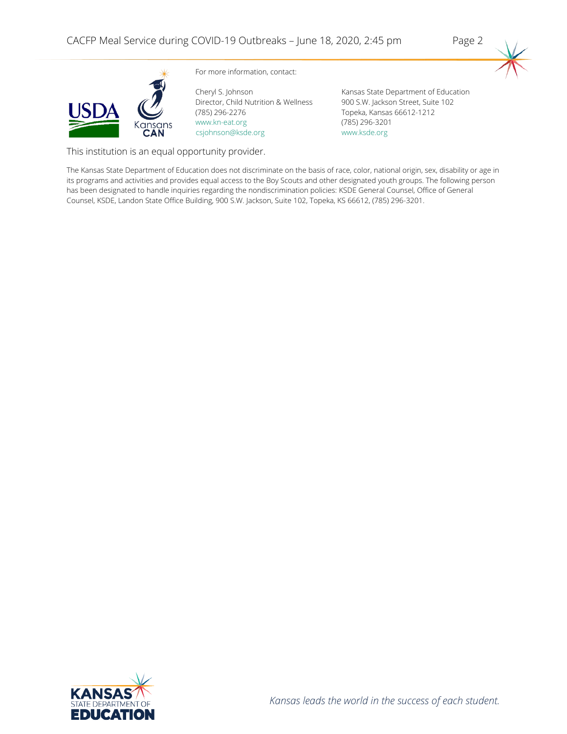For more information, contact:

Cheryl S. Johnson
Director, Child Nutrition & Wellness
(785) 296-2276
www.kn-eat.org
csjohnson@ksde.org

Kansas State Department of Education
900 S.W. Jackson Street, Suite 102
Topeka, Kansas 66612-1212
(785) 296-3201
www.ksde.org

This institution is an equal opportunity provider.

The Kansas State Department of Education does not discriminate on the basis of race, color, national origin, sex, disability or age in its programs and activities and provides equal access to the Boy Scouts and other designated youth groups. The following person has been designated to handle inquiries regarding the nondiscrimination policies: KSDE General Counsel, Office of General Counsel, KSDE, Landon State Office Building, 900 S.W. Jackson, Suite 102, Topeka, KS 66612, (785) 296-3201.

*Kansas leads the world in the success of each student.*